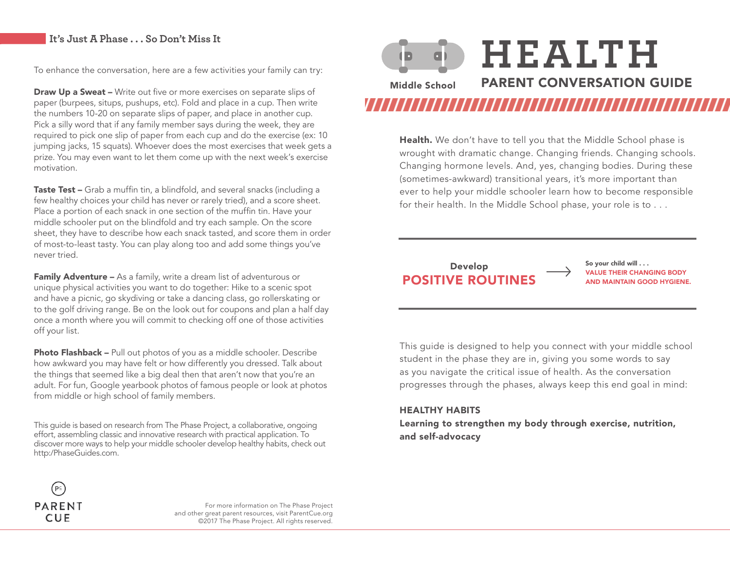## It's Just A Phase . . . So Don't Miss It

To enhance the conversation, here are a few activities your family can try:

**Draw Up a Sweat –** Write out five or more exercises on separate slips of paper (burpees, situps, pushups, etc). Fold and place in a cup. Then write the numbers 10-20 on separate slips of paper, and place in another cup. Pick a silly word that if any family member says during the week, they are required to pick one slip of paper from each cup and do the exercise (ex: 10 jumping jacks, 15 squats). Whoever does the most exercises that week gets a prize. You may even want to let them come up with the next week's exercise motivation.

**Taste Test –** Grab a muffin tin, a blindfold, and several snacks (including a few healthy choices your child has never or rarely tried), and a score sheet. Place a portion of each snack in one section of the muffin tin. Have your middle schooler put on the blindfold and try each sample. On the score sheet, they have to describe how each snack tasted, and score them in order of most-to-least tasty. You can play along too and add some things you've never tried.

**Family Adventure –** As a family, write a dream list of adventurous or unique physical activities you want to do together: Hike to a scenic spot and have a picnic, go skydiving or take a dancing class, go rollerskating or to the golf driving range. Be on the look out for coupons and plan a half day once a month where you will commit to checking off one of those activities off your list.

**Photo Flashback –** Pull out photos of you as a middle schooler. Describe how awkward you may have felt or how differently you dressed. Talk about the things that seemed like a big deal then that aren't now that you're an adult. For fun, Google yearbook photos of famous people or look at photos from middle or high school of family members.

This guide is based on research from The Phase Project, a collaborative, ongoing effort, assembling classic and innovative research with practical application. To discover more ways to help your middle schooler develop healthy habits, check out http:/PhaseGuides.com.

PARENT CUE

For more information on The Phase Project and other great parent resources, visit ParentCue.org
©2017 The Phase Project. All rights reserved.

Middle School

# HEALTH

## PARENT CONVERSATION GUIDE

**Health.** We don't have to tell you that the Middle School phase is wrought with dramatic change. Changing friends. Changing schools. Changing hormone levels. And, yes, changing bodies. During these (sometimes-awkward) transitional years, it's more important than ever to help your middle schooler learn how to become responsible for their health. In the Middle School phase, your role is to . . .

Develop
**POSITIVE ROUTINES** →

So your child will . . .
**VALUE THEIR CHANGING BODY AND MAINTAIN GOOD HYGIENE.**

This guide is designed to help you connect with your middle school student in the phase they are in, giving you some words to say as you navigate the critical issue of health. As the conversation progresses through the phases, always keep this end goal in mind:

**HEALTHY HABITS**
**Learning to strengthen my body through exercise, nutrition, and self-advocacy**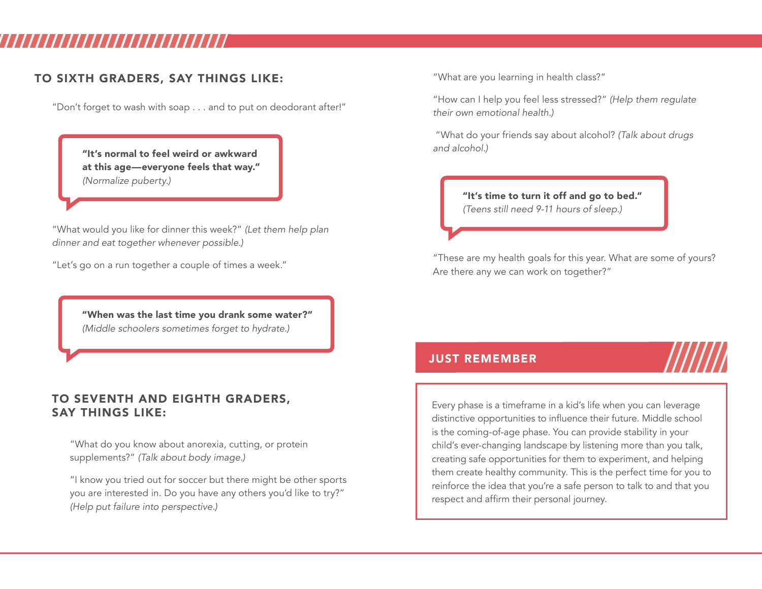## TO SIXTH GRADERS, SAY THINGS LIKE:

"Don't forget to wash with soap . . . and to put on deodorant after!"

**"It's normal to feel weird or awkward at this age—everyone feels that way."**
*(Normalize puberty.)*

"What would you like for dinner this week?" *(Let them help plan dinner and eat together whenever possible.)*

"Let's go on a run together a couple of times a week."

**"When was the last time you drank some water?"**
*(Middle schoolers sometimes forget to hydrate.)*

## TO SEVENTH AND EIGHTH GRADERS, SAY THINGS LIKE:

"What do you know about anorexia, cutting, or protein supplements?" *(Talk about body image.)*

"I know you tried out for soccer but there might be other sports you are interested in. Do you have any others you'd like to try?" *(Help put failure into perspective.)*

"What are you learning in health class?"

"How can I help you feel less stressed?" *(Help them regulate their own emotional health.)*

"What do your friends say about alcohol? *(Talk about drugs and alcohol.)*

**"It's time to turn it off and go to bed."**
*(Teens still need 9-11 hours of sleep.)*

"These are my health goals for this year. What are some of yours? Are there any we can work on together?"

## JUST REMEMBER

Every phase is a timeframe in a kid's life when you can leverage distinctive opportunities to influence their future. Middle school is the coming-of-age phase. You can provide stability in your child's ever-changing landscape by listening more than you talk, creating safe opportunities for them to experiment, and helping them create healthy community. This is the perfect time for you to reinforce the idea that you're a safe person to talk to and that you respect and affirm their personal journey.